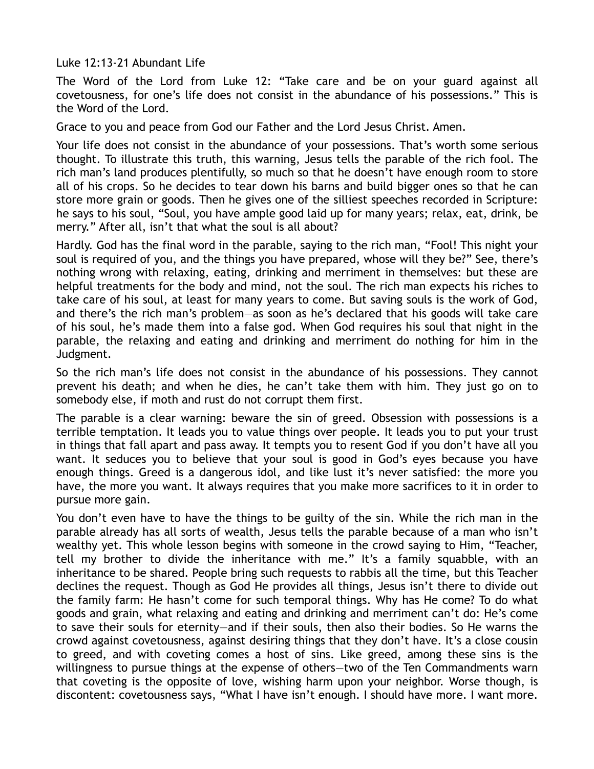Luke 12:13-21 Abundant Life

The Word of the Lord from Luke 12: "Take care and be on your guard against all covetousness, for one's life does not consist in the abundance of his possessions." This is the Word of the Lord.

Grace to you and peace from God our Father and the Lord Jesus Christ. Amen.

Your life does not consist in the abundance of your possessions. That's worth some serious thought. To illustrate this truth, this warning, Jesus tells the parable of the rich fool. The rich man's land produces plentifully, so much so that he doesn't have enough room to store all of his crops. So he decides to tear down his barns and build bigger ones so that he can store more grain or goods. Then he gives one of the silliest speeches recorded in Scripture: he says to his soul, "Soul, you have ample good laid up for many years; relax, eat, drink, be merry." After all, isn't that what the soul is all about?

Hardly. God has the final word in the parable, saying to the rich man, "Fool! This night your soul is required of you, and the things you have prepared, whose will they be?" See, there's nothing wrong with relaxing, eating, drinking and merriment in themselves: but these are helpful treatments for the body and mind, not the soul. The rich man expects his riches to take care of his soul, at least for many years to come. But saving souls is the work of God, and there's the rich man's problem—as soon as he's declared that his goods will take care of his soul, he's made them into a false god. When God requires his soul that night in the parable, the relaxing and eating and drinking and merriment do nothing for him in the Judgment.

So the rich man's life does not consist in the abundance of his possessions. They cannot prevent his death; and when he dies, he can't take them with him. They just go on to somebody else, if moth and rust do not corrupt them first.

The parable is a clear warning: beware the sin of greed. Obsession with possessions is a terrible temptation. It leads you to value things over people. It leads you to put your trust in things that fall apart and pass away. It tempts you to resent God if you don't have all you want. It seduces you to believe that your soul is good in God's eyes because you have enough things. Greed is a dangerous idol, and like lust it's never satisfied: the more you have, the more you want. It always requires that you make more sacrifices to it in order to pursue more gain.

You don't even have to have the things to be guilty of the sin. While the rich man in the parable already has all sorts of wealth, Jesus tells the parable because of a man who isn't wealthy yet. This whole lesson begins with someone in the crowd saying to Him, "Teacher, tell my brother to divide the inheritance with me." It's a family squabble, with an inheritance to be shared. People bring such requests to rabbis all the time, but this Teacher declines the request. Though as God He provides all things, Jesus isn't there to divide out the family farm: He hasn't come for such temporal things. Why has He come? To do what goods and grain, what relaxing and eating and drinking and merriment can't do: He's come to save their souls for eternity—and if their souls, then also their bodies. So He warns the crowd against covetousness, against desiring things that they don't have. It's a close cousin to greed, and with coveting comes a host of sins. Like greed, among these sins is the willingness to pursue things at the expense of others—two of the Ten Commandments warn that coveting is the opposite of love, wishing harm upon your neighbor. Worse though, is discontent: covetousness says, "What I have isn't enough. I should have more. I want more.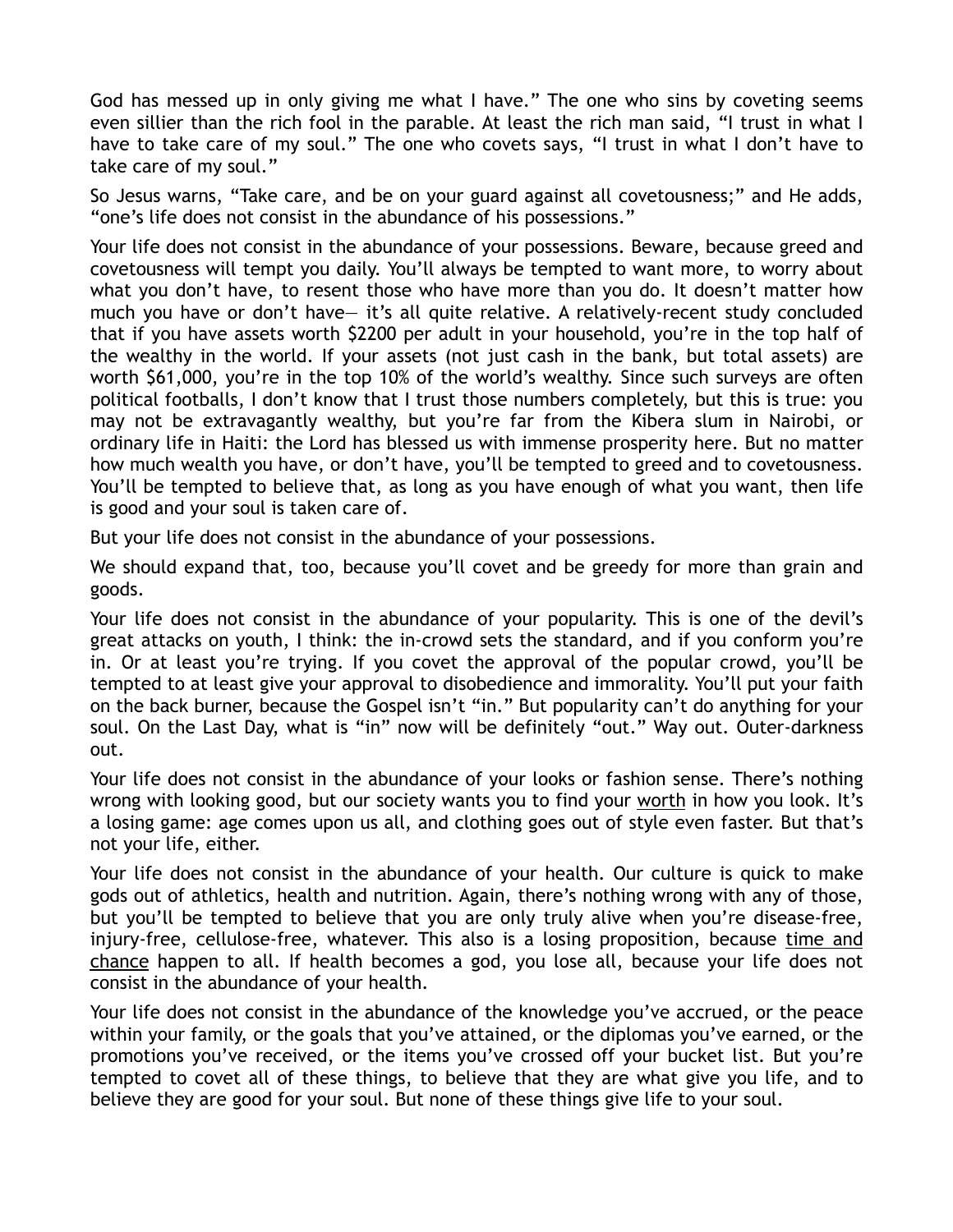God has messed up in only giving me what I have." The one who sins by coveting seems even sillier than the rich fool in the parable. At least the rich man said, "I trust in what I have to take care of my soul." The one who covets says, "I trust in what I don't have to take care of my soul."

So Jesus warns, "Take care, and be on your guard against all covetousness;" and He adds, "one's life does not consist in the abundance of his possessions."

Your life does not consist in the abundance of your possessions. Beware, because greed and covetousness will tempt you daily. You'll always be tempted to want more, to worry about what you don't have, to resent those who have more than you do. It doesn't matter how much you have or don't have— it's all quite relative. A relatively-recent study concluded that if you have assets worth $2200 per adult in your household, you're in the top half of the wealthy in the world. If your assets (not just cash in the bank, but total assets) are worth $61,000, you're in the top 10% of the world's wealthy. Since such surveys are often political footballs, I don't know that I trust those numbers completely, but this is true: you may not be extravagantly wealthy, but you're far from the Kibera slum in Nairobi, or ordinary life in Haiti: the Lord has blessed us with immense prosperity here. But no matter how much wealth you have, or don't have, you'll be tempted to greed and to covetousness. You'll be tempted to believe that, as long as you have enough of what you want, then life is good and your soul is taken care of.

But your life does not consist in the abundance of your possessions.

We should expand that, too, because you'll covet and be greedy for more than grain and goods.

Your life does not consist in the abundance of your popularity. This is one of the devil's great attacks on youth, I think: the in-crowd sets the standard, and if you conform you're in. Or at least you're trying. If you covet the approval of the popular crowd, you'll be tempted to at least give your approval to disobedience and immorality. You'll put your faith on the back burner, because the Gospel isn't "in." But popularity can't do anything for your soul. On the Last Day, what is "in" now will be definitely "out." Way out. Outer-darkness out.

Your life does not consist in the abundance of your looks or fashion sense. There's nothing wrong with looking good, but our society wants you to find your worth in how you look. It's a losing game: age comes upon us all, and clothing goes out of style even faster. But that's not your life, either.

Your life does not consist in the abundance of your health. Our culture is quick to make gods out of athletics, health and nutrition. Again, there's nothing wrong with any of those, but you'll be tempted to believe that you are only truly alive when you're disease-free, injury-free, cellulose-free, whatever. This also is a losing proposition, because time and chance happen to all. If health becomes a god, you lose all, because your life does not consist in the abundance of your health.

Your life does not consist in the abundance of the knowledge you've accrued, or the peace within your family, or the goals that you've attained, or the diplomas you've earned, or the promotions you've received, or the items you've crossed off your bucket list. But you're tempted to covet all of these things, to believe that they are what give you life, and to believe they are good for your soul. But none of these things give life to your soul.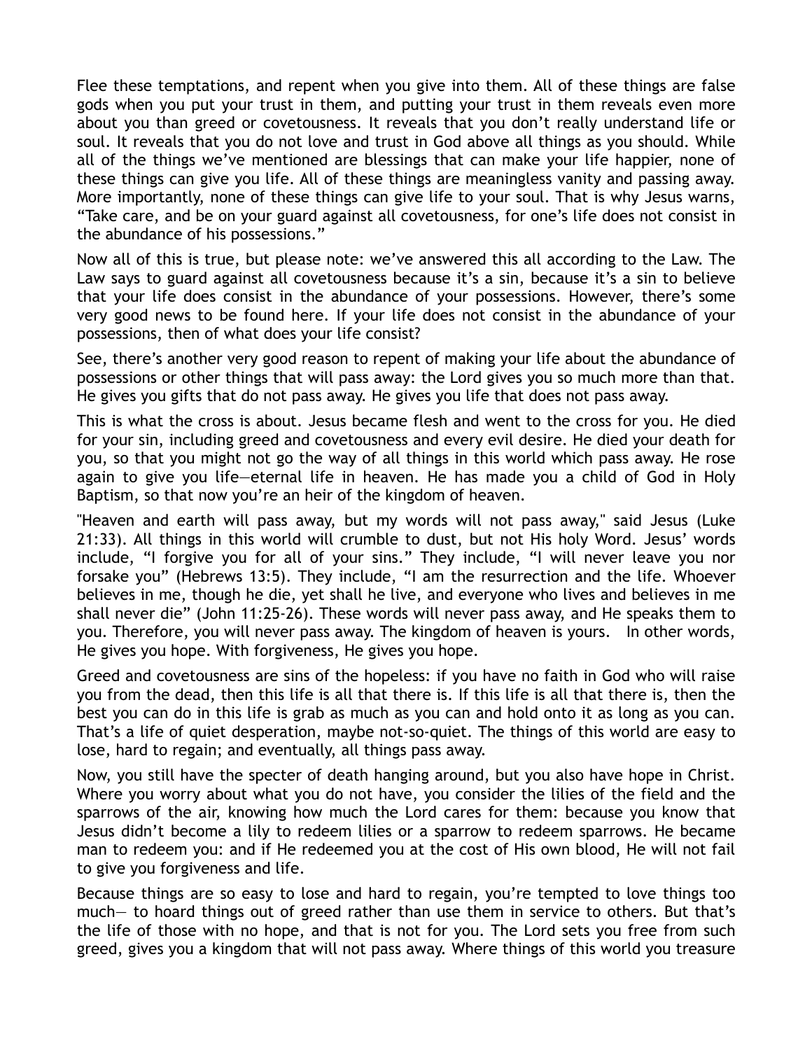Flee these temptations, and repent when you give into them. All of these things are false gods when you put your trust in them, and putting your trust in them reveals even more about you than greed or covetousness. It reveals that you don't really understand life or soul. It reveals that you do not love and trust in God above all things as you should. While all of the things we've mentioned are blessings that can make your life happier, none of these things can give you life. All of these things are meaningless vanity and passing away. More importantly, none of these things can give life to your soul. That is why Jesus warns, "Take care, and be on your guard against all covetousness, for one's life does not consist in the abundance of his possessions."

Now all of this is true, but please note: we've answered this all according to the Law. The Law says to guard against all covetousness because it's a sin, because it's a sin to believe that your life does consist in the abundance of your possessions. However, there's some very good news to be found here. If your life does not consist in the abundance of your possessions, then of what does your life consist?

See, there's another very good reason to repent of making your life about the abundance of possessions or other things that will pass away: the Lord gives you so much more than that. He gives you gifts that do not pass away. He gives you life that does not pass away.

This is what the cross is about. Jesus became flesh and went to the cross for you. He died for your sin, including greed and covetousness and every evil desire. He died your death for you, so that you might not go the way of all things in this world which pass away. He rose again to give you life—eternal life in heaven. He has made you a child of God in Holy Baptism, so that now you're an heir of the kingdom of heaven.

"Heaven and earth will pass away, but my words will not pass away," said Jesus (Luke 21:33). All things in this world will crumble to dust, but not His holy Word. Jesus' words include, "I forgive you for all of your sins." They include, "I will never leave you nor forsake you" (Hebrews 13:5). They include, "I am the resurrection and the life. Whoever believes in me, though he die, yet shall he live, and everyone who lives and believes in me shall never die" (John 11:25-26). These words will never pass away, and He speaks them to you. Therefore, you will never pass away. The kingdom of heaven is yours. In other words, He gives you hope. With forgiveness, He gives you hope.

Greed and covetousness are sins of the hopeless: if you have no faith in God who will raise you from the dead, then this life is all that there is. If this life is all that there is, then the best you can do in this life is grab as much as you can and hold onto it as long as you can. That's a life of quiet desperation, maybe not-so-quiet. The things of this world are easy to lose, hard to regain; and eventually, all things pass away.

Now, you still have the specter of death hanging around, but you also have hope in Christ. Where you worry about what you do not have, you consider the lilies of the field and the sparrows of the air, knowing how much the Lord cares for them: because you know that Jesus didn't become a lily to redeem lilies or a sparrow to redeem sparrows. He became man to redeem you: and if He redeemed you at the cost of His own blood, He will not fail to give you forgiveness and life.

Because things are so easy to lose and hard to regain, you're tempted to love things too much— to hoard things out of greed rather than use them in service to others. But that's the life of those with no hope, and that is not for you. The Lord sets you free from such greed, gives you a kingdom that will not pass away. Where things of this world you treasure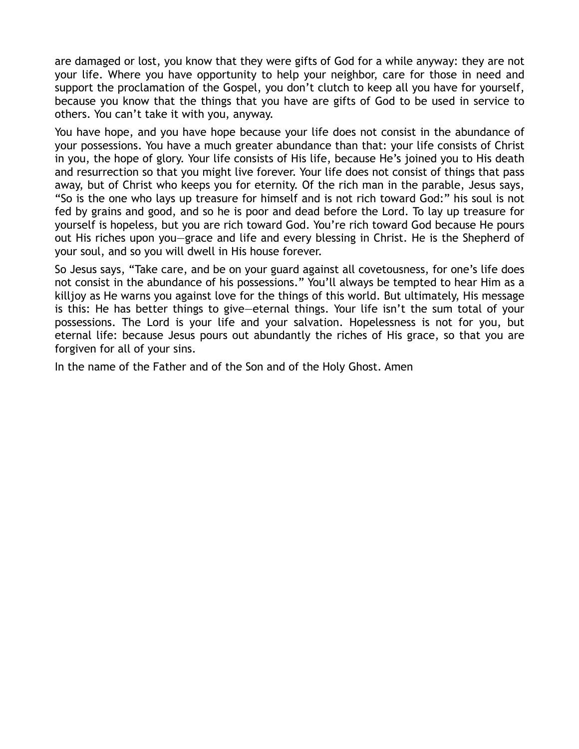are damaged or lost, you know that they were gifts of God for a while anyway: they are not your life. Where you have opportunity to help your neighbor, care for those in need and support the proclamation of the Gospel, you don't clutch to keep all you have for yourself, because you know that the things that you have are gifts of God to be used in service to others. You can't take it with you, anyway.

You have hope, and you have hope because your life does not consist in the abundance of your possessions. You have a much greater abundance than that: your life consists of Christ in you, the hope of glory. Your life consists of His life, because He's joined you to His death and resurrection so that you might live forever. Your life does not consist of things that pass away, but of Christ who keeps you for eternity. Of the rich man in the parable, Jesus says, "So is the one who lays up treasure for himself and is not rich toward God:" his soul is not fed by grains and good, and so he is poor and dead before the Lord. To lay up treasure for yourself is hopeless, but you are rich toward God. You're rich toward God because He pours out His riches upon you—grace and life and every blessing in Christ. He is the Shepherd of your soul, and so you will dwell in His house forever.

So Jesus says, "Take care, and be on your guard against all covetousness, for one's life does not consist in the abundance of his possessions." You'll always be tempted to hear Him as a killjoy as He warns you against love for the things of this world. But ultimately, His message is this: He has better things to give—eternal things. Your life isn't the sum total of your possessions. The Lord is your life and your salvation. Hopelessness is not for you, but eternal life: because Jesus pours out abundantly the riches of His grace, so that you are forgiven for all of your sins.

In the name of the Father and of the Son and of the Holy Ghost. Amen